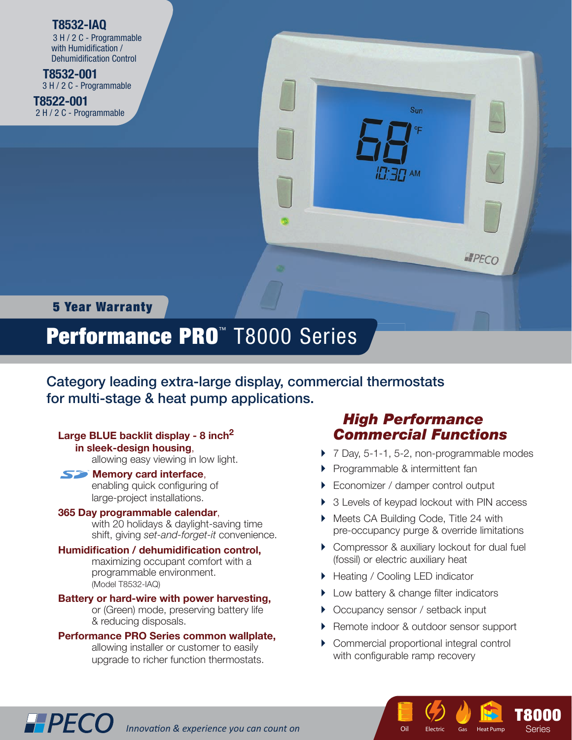**T8532-IAQ**
3 H / 2 C - Programmable with Humidification / Dehumidification Control

**T8532-001**
3 H / 2 C - Programmable

**T8522-001**
2 H / 2 C - Programmable

**5 Year Warranty**

# Performance PRO™ T8000 Series

## Category leading extra-large display, commercial thermostats for multi-stage & heat pump applications.

**Large BLUE backlit display - 8 inch$^2$ in sleek-design housing**, allowing easy viewing in low light.

**Memory card interface**, enabling quick configuring of large-project installations.

**365 Day programmable calendar**, with 20 holidays & daylight-saving time shift, giving *set-and-forget-it* convenience.

**Humidification / dehumidification control,** maximizing occupant comfort with a programmable environment. (Model T8532-IAQ)

**Battery or hard-wire with power harvesting,** or (Green) mode, preserving battery life & reducing disposals.

**Performance PRO Series common wallplate,** allowing installer or customer to easily upgrade to richer function thermostats.

### *High Performance Commercial Functions*

- 7 Day, 5-1-1, 5-2, non-programmable modes
- Programmable & intermittent fan
- Economizer / damper control output
- 3 Levels of keypad lockout with PIN access
- Meets CA Building Code, Title 24 with pre-occupancy purge & override limitations
- Compressor & auxiliary lockout for dual fuel (fossil) or electric auxiliary heat
- Heating / Cooling LED indicator
- Low battery & change filter indicators
- Occupancy sensor / setback input
- Remote indoor & outdoor sensor support
- Commercial proportional integral control with configurable ramp recovery

PECO *Innovation & experience you can count on*

Oil Electric Gas Heat Pump **T8000** Series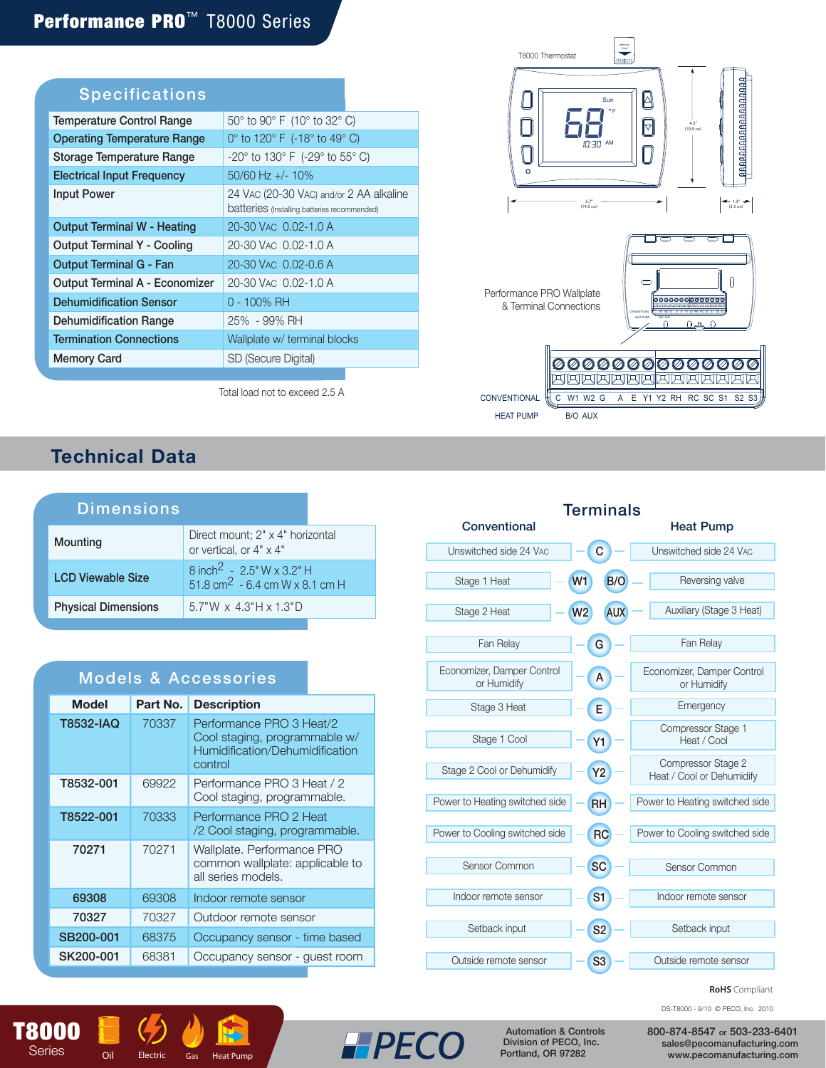# Performance PRO™ T8000 Series

## Specifications

| | |
|---|---|
| Temperature Control Range | 50° to 90° F (10° to 32° C) |
| Operating Temperature Range | 0° to 120° F (-18° to 49° C) |
| Storage Temperature Range | -20° to 130° F (-29° to 55° C) |
| Electrical Input Frequency | 50/60 Hz +/- 10% |
| Input Power | 24 VAC (20-30 VAC) and/or 2 AA alkaline batteries (Installing batteries recommended) |
| Output Terminal W - Heating | 20-30 VAC 0.02-1.0 A |
| Output Terminal Y - Cooling | 20-30 VAC 0.02-1.0 A |
| Output Terminal G - Fan | 20-30 VAC 0.02-0.6 A |
| Output Terminal A - Economizer | 20-30 VAC 0.02-1.0 A |
| Dehumidification Sensor | 0 - 100% RH |
| Dehumidification Range | 25% - 99% RH |
| Termination Connections | Wallplate w/ terminal blocks |
| Memory Card | SD (Secure Digital) |

Total load not to exceed 2.5 A

T8000 Thermostat

Sun
68 °F
10:30 AM

4.3" (10.9 cm)
5.7" (14.5 cm)
1.3" (3.3 cm)

Performance PRO Wallplate & Terminal Connections

CONVENTIONAL C W1 W2 G A E Y1 Y2 RH RC SC S1 S2 S3
HEAT PUMP B/O AUX

## Technical Data

### Dimensions

| | |
|---|---|
| Mounting | Direct mount; 2" x 4" horizontal or vertical, or 4" x 4" |
| LCD Viewable Size | 8 $inch^2$ - 2.5" W x 3.2" H<br>51.8 $cm^2$ - 6.4 cm W x 8.1 cm H |
| Physical Dimensions | 5.7"W x 4.3"H x 1.3"D |

### Models & Accessories

| Model | Part No. | Description |
|---|---|---|
| T8532-IAQ | 70337 | Performance PRO 3 Heat/2 Cool staging, programmable w/ Humidification/Dehumidification control |
| T8532-001 | 69922 | Performance PRO 3 Heat / 2 Cool staging, programmable. |
| T8522-001 | 70333 | Performance PRO 2 Heat /2 Cool staging, programmable. |
| 70271 | 70271 | Wallplate. Performance PRO common wallplate: applicable to all series models. |
| 69308 | 69308 | Indoor remote sensor |
| 70327 | 70327 | Outdoor remote sensor |
| SB200-001 | 68375 | Occupancy sensor - time based |
| SK200-001 | 68381 | Occupancy sensor - guest room |

### Terminals

| Conventional | Terminal | Terminal | Heat Pump |
|---|---|---|---|
| Unswitched side 24 VAC | C | C | Unswitched side 24 VAC |
| Stage 1 Heat | W1 | B/O | Reversing valve |
| Stage 2 Heat | W2 | AUX | Auxiliary (Stage 3 Heat) |
| Fan Relay | G | G | Fan Relay |
| Economizer, Damper Control or Humidify | A | A | Economizer, Damper Control or Humidify |
| Stage 3 Heat | E | E | Emergency |
| Stage 1 Cool | Y1 | Y1 | Compressor Stage 1 Heat / Cool |
| Stage 2 Cool or Dehumidify | Y2 | Y2 | Compressor Stage 2 Heat / Cool or Dehumidify |
| Power to Heating switched side | RH | RH | Power to Heating switched side |
| Power to Cooling switched side | RC | RC | Power to Cooling switched side |
| Sensor Common | SC | SC | Sensor Common |
| Indoor remote sensor | S1 | S1 | Indoor remote sensor |
| Setback input | S2 | S2 | Setback input |
| Outside remote sensor | S3 | S3 | Outside remote sensor |

**RoHS** Compliant

DS-T8000 - 9/10 © PECO, Inc. 2010

**T8000** Series — Oil, Electric, Gas, Heat Pump

PECO

Automation & Controls Division of PECO, Inc.
Portland, OR 97282

800-874-8547 or 503-233-6401
sales@pecomanufacturing.com
www.pecomanufacturing.com